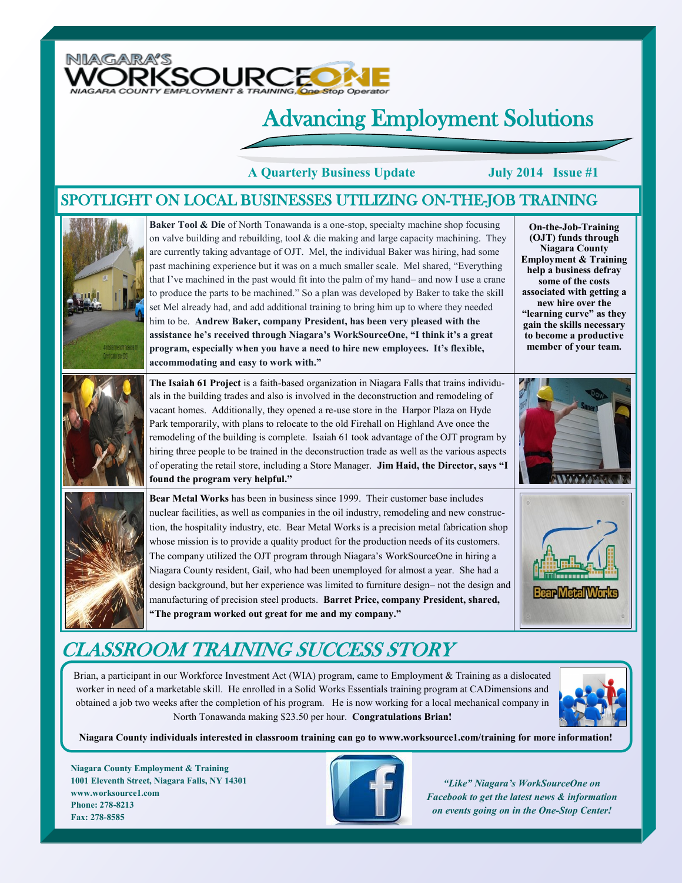NIAGARA'S WORKSOURCEONE
NIAGARA COUNTY EMPLOYMENT & TRAINING, One Stop Operator

# Advancing Employment Solutions

**A Quarterly Business Update** **July 2014 Issue #1**

## SPOTLIGHT ON LOCAL BUSINESSES UTILIZING ON-THE-JOB TRAINING

**On-the-Job-Training (OJT) funds through Niagara County Employment & Training help a business defray some of the costs associated with getting a new hire over the "learning curve" as they gain the skills necessary to become a productive member of your team.**

**Baker Tool & Die** of North Tonawanda is a one-stop, specialty machine shop focusing on valve building and rebuilding, tool & die making and large capacity machining. They are currently taking advantage of OJT. Mel, the individual Baker was hiring, had some past machining experience but it was on a much smaller scale. Mel shared, "Everything that I've machined in the past would fit into the palm of my hand– and now I use a crane to produce the parts to be machined." So a plan was developed by Baker to take the skill set Mel already had, and add additional training to bring him up to where they needed him to be. **Andrew Baker, company President, has been very pleased with the assistance he's received through Niagara's WorkSourceOne, "I think it's a great program, especially when you have a need to hire new employees. It's flexible, accommodating and easy to work with."**

**The Isaiah 61 Project** is a faith-based organization in Niagara Falls that trains individuals in the building trades and also is involved in the deconstruction and remodeling of vacant homes. Additionally, they opened a re-use store in the Harpor Plaza on Hyde Park temporarily, with plans to relocate to the old Firehall on Highland Ave once the remodeling of the building is complete. Isaiah 61 took advantage of the OJT program by hiring three people to be trained in the deconstruction trade as well as the various aspects of operating the retail store, including a Store Manager. **Jim Haid, the Director, says "I found the program very helpful."**

**Bear Metal Works** has been in business since 1999. Their customer base includes nuclear facilities, as well as companies in the oil industry, remodeling and new construction, the hospitality industry, etc. Bear Metal Works is a precision metal fabrication shop whose mission is to provide a quality product for the production needs of its customers. The company utilized the OJT program through Niagara's WorkSourceOne in hiring a Niagara County resident, Gail, who had been unemployed for almost a year. She had a design background, but her experience was limited to furniture design– not the design and manufacturing of precision steel products. **Barret Price, company President, shared, "The program worked out great for me and my company."**

## *CLASSROOM TRAINING SUCCESS STORY*

Brian, a participant in our Workforce Investment Act (WIA) program, came to Employment & Training as a dislocated worker in need of a marketable skill. He enrolled in a Solid Works Essentials training program at CADimensions and obtained a job two weeks after the completion of his program. He is now working for a local mechanical company in North Tonawanda making $23.50 per hour. **Congratulations Brian!**

**Niagara County individuals interested in classroom training can go to www.worksource1.com/training for more information!**

**Niagara County Employment & Training**
**1001 Eleventh Street, Niagara Falls, NY 14301**
**www.worksource1.com**
**Phone: 278-8213**
**Fax: 278-8585**

***"Like" Niagara's WorkSourceOne on Facebook to get the latest news & information on events going on in the One-Stop Center!***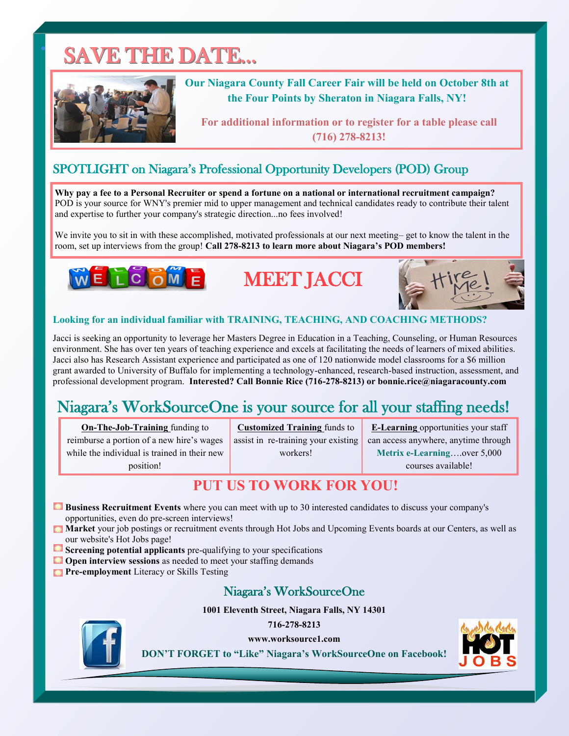# SAVE THE DATE...

**Our Niagara County Fall Career Fair will be held on October 8th at the Four Points by Sheraton in Niagara Falls, NY!**

**For additional information or to register for a table please call (716) 278-8213!**

## SPOTLIGHT on Niagara's Professional Opportunity Developers (POD) Group

**Why pay a fee to a Personal Recruiter or spend a fortune on a national or international recruitment campaign?** POD is your source for WNY's premier mid to upper management and technical candidates ready to contribute their talent and expertise to further your company's strategic direction...no fees involved!

We invite you to sit in with these accomplished, motivated professionals at our next meeting– get to know the talent in the room, set up interviews from the group! **Call 278-8213 to learn more about Niagara's POD members!**

## MEET JACCI

**Looking for an individual familiar with TRAINING, TEACHING, AND COACHING METHODS?**

Jacci is seeking an opportunity to leverage her Masters Degree in Education in a Teaching, Counseling, or Human Resources environment. She has over ten years of teaching experience and excels at facilitating the needs of learners of mixed abilities. Jacci also has Research Assistant experience and participated as one of 120 nationwide model classrooms for a $6 million grant awarded to University of Buffalo for implementing a technology-enhanced, research-based instruction, assessment, and professional development program. **Interested? Call Bonnie Rice (716-278-8213) or bonnie.rice@niagaracounty.com**

## Niagara's WorkSourceOne is your source for all your staffing needs!

| | | |
|---|---|---|
| **On-The-Job-Training** funding to reimburse a portion of a new hire's wages while the individual is trained in their new position! | **Customized Training** funds to assist in re-training your existing workers! | **E-Learning** opportunities your staff can access anywhere, anytime through **Metrix e-Learning**….over 5,000 courses available! |

## PUT US TO WORK FOR YOU!

- **Business Recruitment Events** where you can meet with up to 30 interested candidates to discuss your company's opportunities, even do pre-screen interviews!
- **Market** your job postings or recruitment events through Hot Jobs and Upcoming Events boards at our Centers, as well as our website's Hot Jobs page!
- **Screening potential applicants** pre-qualifying to your specifications
- **Open interview sessions** as needed to meet your staffing demands
- **Pre-employment** Literacy or Skills Testing

### Niagara's WorkSourceOne

**1001 Eleventh Street, Niagara Falls, NY 14301**

**716-278-8213**

**www.worksource1.com**

**DON'T FORGET to "Like" Niagara's WorkSourceOne on Facebook!**